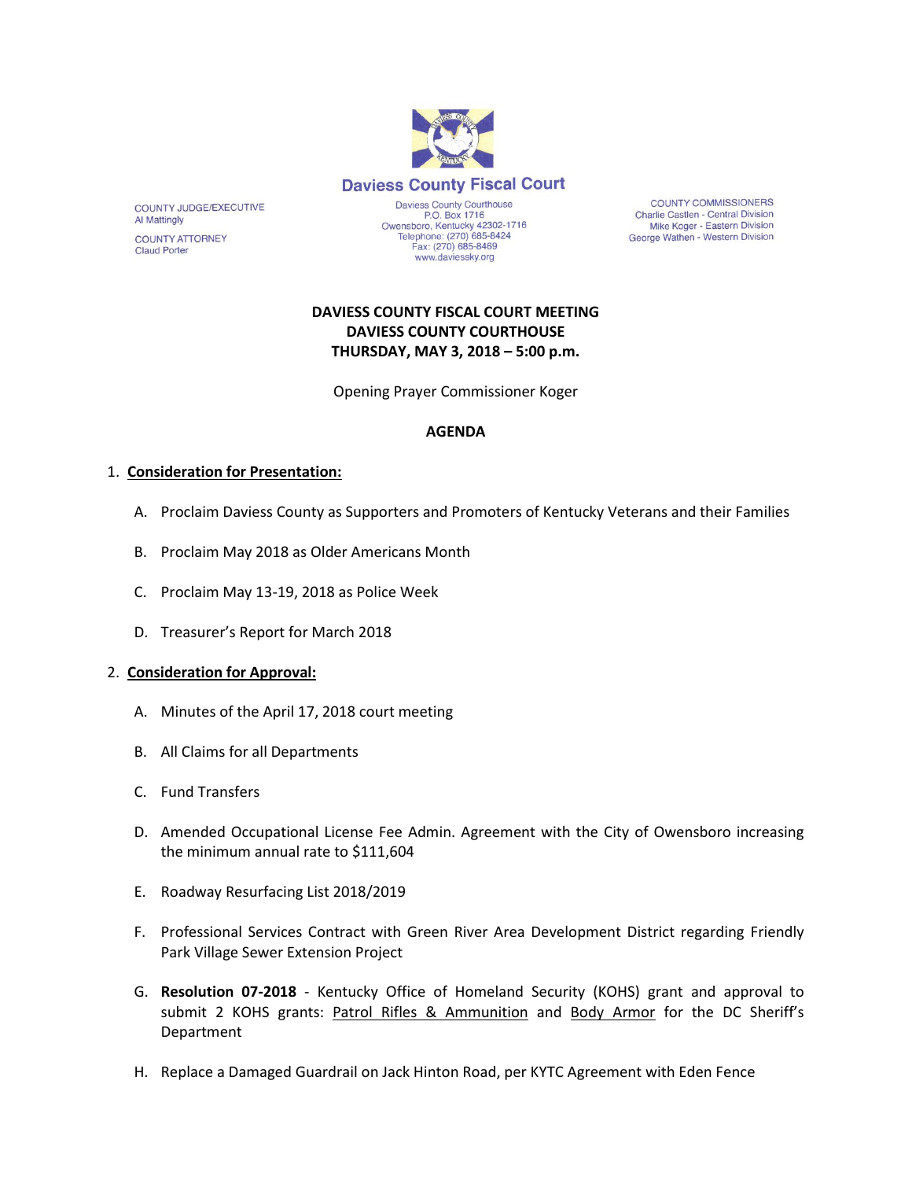## Daviess County Fiscal Court

COUNTY JUDGE/EXECUTIVE
Al Mattingly

COUNTY ATTORNEY
Claud Porter

Daviess County Courthouse
P.O. Box 1716
Owensboro, Kentucky 42302-1716
Telephone: (270) 685-8424
Fax: (270) 685-8469
www.daviessky.org

COUNTY COMMISSIONERS
Charlie Castlen - Central Division
Mike Koger - Eastern Division
George Wathen - Western Division

**DAVIESS COUNTY FISCAL COURT MEETING**
**DAVIESS COUNTY COURTHOUSE**
**THURSDAY, MAY 3, 2018 – 5:00 p.m.**

Opening Prayer Commissioner Koger

**AGENDA**

1. **Consideration for Presentation:**

   A. Proclaim Daviess County as Supporters and Promoters of Kentucky Veterans and their Families

   B. Proclaim May 2018 as Older Americans Month

   C. Proclaim May 13-19, 2018 as Police Week

   D. Treasurer's Report for March 2018

2. **Consideration for Approval:**

   A. Minutes of the April 17, 2018 court meeting

   B. All Claims for all Departments

   C. Fund Transfers

   D. Amended Occupational License Fee Admin. Agreement with the City of Owensboro increasing the minimum annual rate to $111,604

   E. Roadway Resurfacing List 2018/2019

   F. Professional Services Contract with Green River Area Development District regarding Friendly Park Village Sewer Extension Project

   G. **Resolution 07-2018** - Kentucky Office of Homeland Security (KOHS) grant and approval to submit 2 KOHS grants: Patrol Rifles & Ammunition and Body Armor for the DC Sheriff's Department

   H. Replace a Damaged Guardrail on Jack Hinton Road, per KYTC Agreement with Eden Fence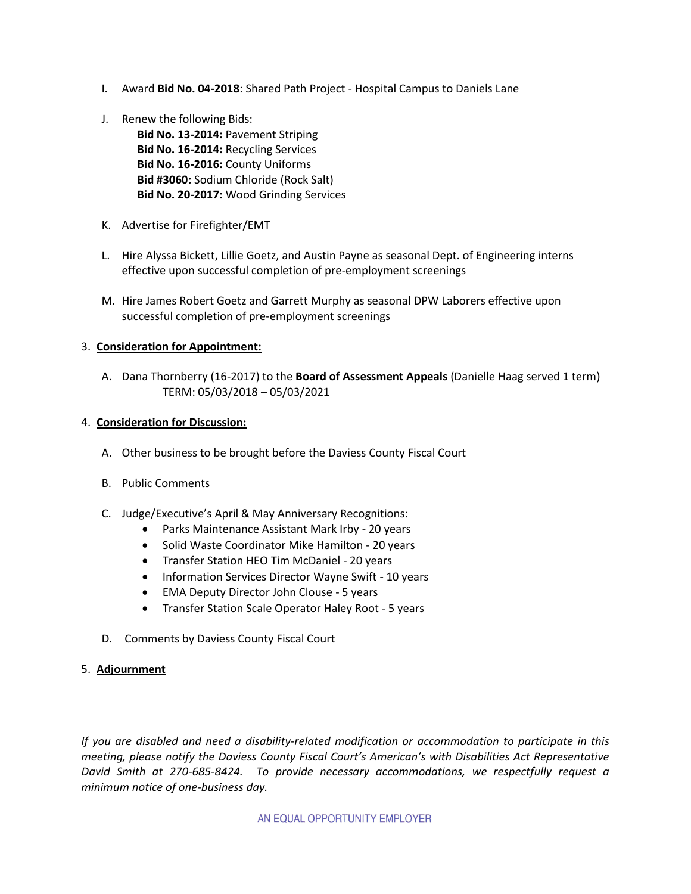I. Award **Bid No. 04-2018**: Shared Path Project - Hospital Campus to Daniels Lane

J. Renew the following Bids:
   **Bid No. 13-2014:** Pavement Striping
   **Bid No. 16-2014:** Recycling Services
   **Bid No. 16-2016:** County Uniforms
   **Bid #3060:** Sodium Chloride (Rock Salt)
   **Bid No. 20-2017:** Wood Grinding Services

K. Advertise for Firefighter/EMT

L. Hire Alyssa Bickett, Lillie Goetz, and Austin Payne as seasonal Dept. of Engineering interns effective upon successful completion of pre-employment screenings

M. Hire James Robert Goetz and Garrett Murphy as seasonal DPW Laborers effective upon successful completion of pre-employment screenings

3. **Consideration for Appointment:**

   A. Dana Thornberry (16-2017) to the **Board of Assessment Appeals** (Danielle Haag served 1 term)
      TERM: 05/03/2018 – 05/03/2021

4. **Consideration for Discussion:**

   A. Other business to be brought before the Daviess County Fiscal Court

   B. Public Comments

   C. Judge/Executive's April & May Anniversary Recognitions:
      - Parks Maintenance Assistant Mark Irby - 20 years
      - Solid Waste Coordinator Mike Hamilton - 20 years
      - Transfer Station HEO Tim McDaniel - 20 years
      - Information Services Director Wayne Swift - 10 years
      - EMA Deputy Director John Clouse - 5 years
      - Transfer Station Scale Operator Haley Root - 5 years

   D. Comments by Daviess County Fiscal Court

5. **Adjournment**

*If you are disabled and need a disability-related modification or accommodation to participate in this meeting, please notify the Daviess County Fiscal Court's American's with Disabilities Act Representative David Smith at 270-685-8424. To provide necessary accommodations, we respectfully request a minimum notice of one-business day.*

AN EQUAL OPPORTUNITY EMPLOYER